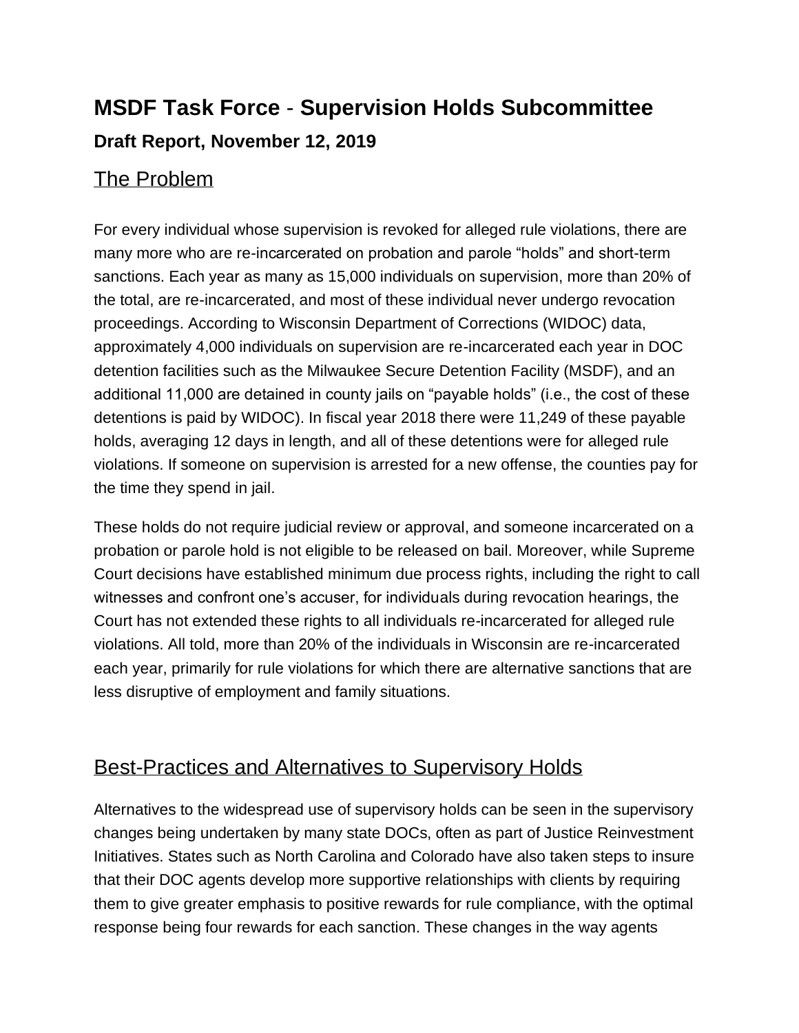# MSDF Task Force - Supervision Holds Subcommittee

### Draft Report, November 12, 2019

## The Problem

For every individual whose supervision is revoked for alleged rule violations, there are many more who are re-incarcerated on probation and parole "holds" and short-term sanctions. Each year as many as 15,000 individuals on supervision, more than 20% of the total, are re-incarcerated, and most of these individual never undergo revocation proceedings. According to Wisconsin Department of Corrections (WIDOC) data, approximately 4,000 individuals on supervision are re-incarcerated each year in DOC detention facilities such as the Milwaukee Secure Detention Facility (MSDF), and an additional 11,000 are detained in county jails on "payable holds" (i.e., the cost of these detentions is paid by WIDOC). In fiscal year 2018 there were 11,249 of these payable holds, averaging 12 days in length, and all of these detentions were for alleged rule violations. If someone on supervision is arrested for a new offense, the counties pay for the time they spend in jail.

These holds do not require judicial review or approval, and someone incarcerated on a probation or parole hold is not eligible to be released on bail. Moreover, while Supreme Court decisions have established minimum due process rights, including the right to call witnesses and confront one's accuser, for individuals during revocation hearings, the Court has not extended these rights to all individuals re-incarcerated for alleged rule violations. All told, more than 20% of the individuals in Wisconsin are re-incarcerated each year, primarily for rule violations for which there are alternative sanctions that are less disruptive of employment and family situations.

## Best-Practices and Alternatives to Supervisory Holds

Alternatives to the widespread use of supervisory holds can be seen in the supervisory changes being undertaken by many state DOCs, often as part of Justice Reinvestment Initiatives. States such as North Carolina and Colorado have also taken steps to insure that their DOC agents develop more supportive relationships with clients by requiring them to give greater emphasis to positive rewards for rule compliance, with the optimal response being four rewards for each sanction. These changes in the way agents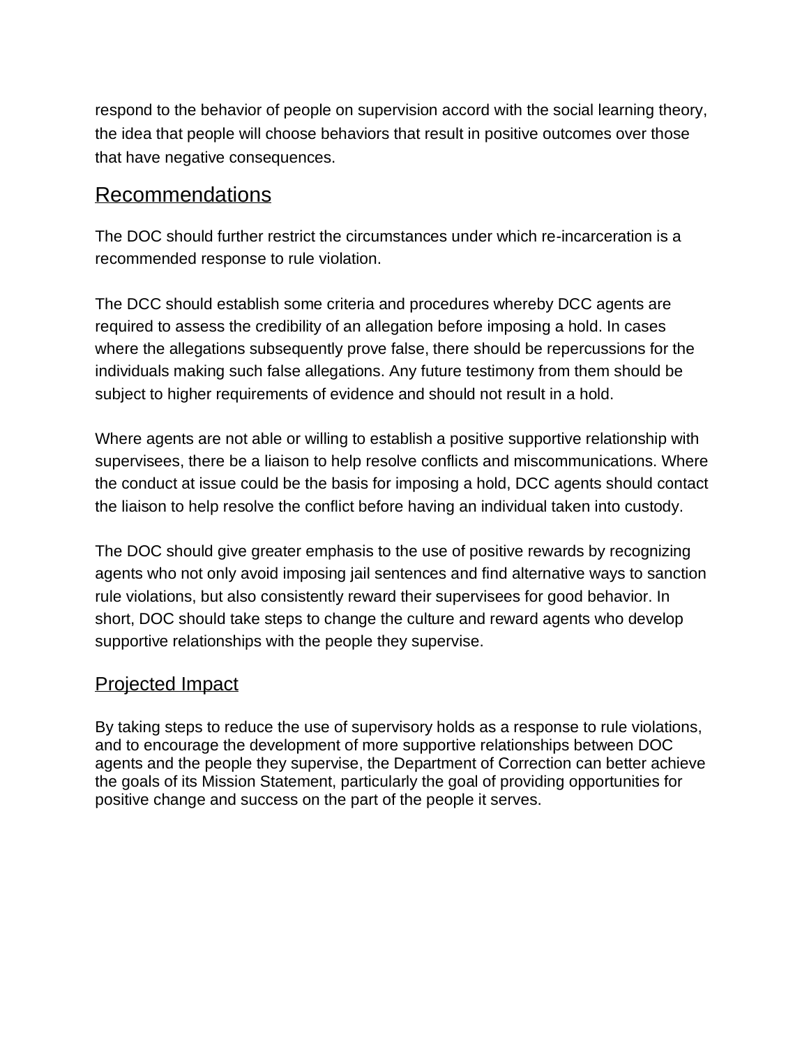respond to the behavior of people on supervision accord with the social learning theory, the idea that people will choose behaviors that result in positive outcomes over those that have negative consequences.

## Recommendations

The DOC should further restrict the circumstances under which re-incarceration is a recommended response to rule violation.

The DCC should establish some criteria and procedures whereby DCC agents are required to assess the credibility of an allegation before imposing a hold. In cases where the allegations subsequently prove false, there should be repercussions for the individuals making such false allegations. Any future testimony from them should be subject to higher requirements of evidence and should not result in a hold.

Where agents are not able or willing to establish a positive supportive relationship with supervisees, there be a liaison to help resolve conflicts and miscommunications. Where the conduct at issue could be the basis for imposing a hold, DCC agents should contact the liaison to help resolve the conflict before having an individual taken into custody.

The DOC should give greater emphasis to the use of positive rewards by recognizing agents who not only avoid imposing jail sentences and find alternative ways to sanction rule violations, but also consistently reward their supervisees for good behavior. In short, DOC should take steps to change the culture and reward agents who develop supportive relationships with the people they supervise.

## Projected Impact

By taking steps to reduce the use of supervisory holds as a response to rule violations, and to encourage the development of more supportive relationships between DOC agents and the people they supervise, the Department of Correction can better achieve the goals of its Mission Statement, particularly the goal of providing opportunities for positive change and success on the part of the people it serves.